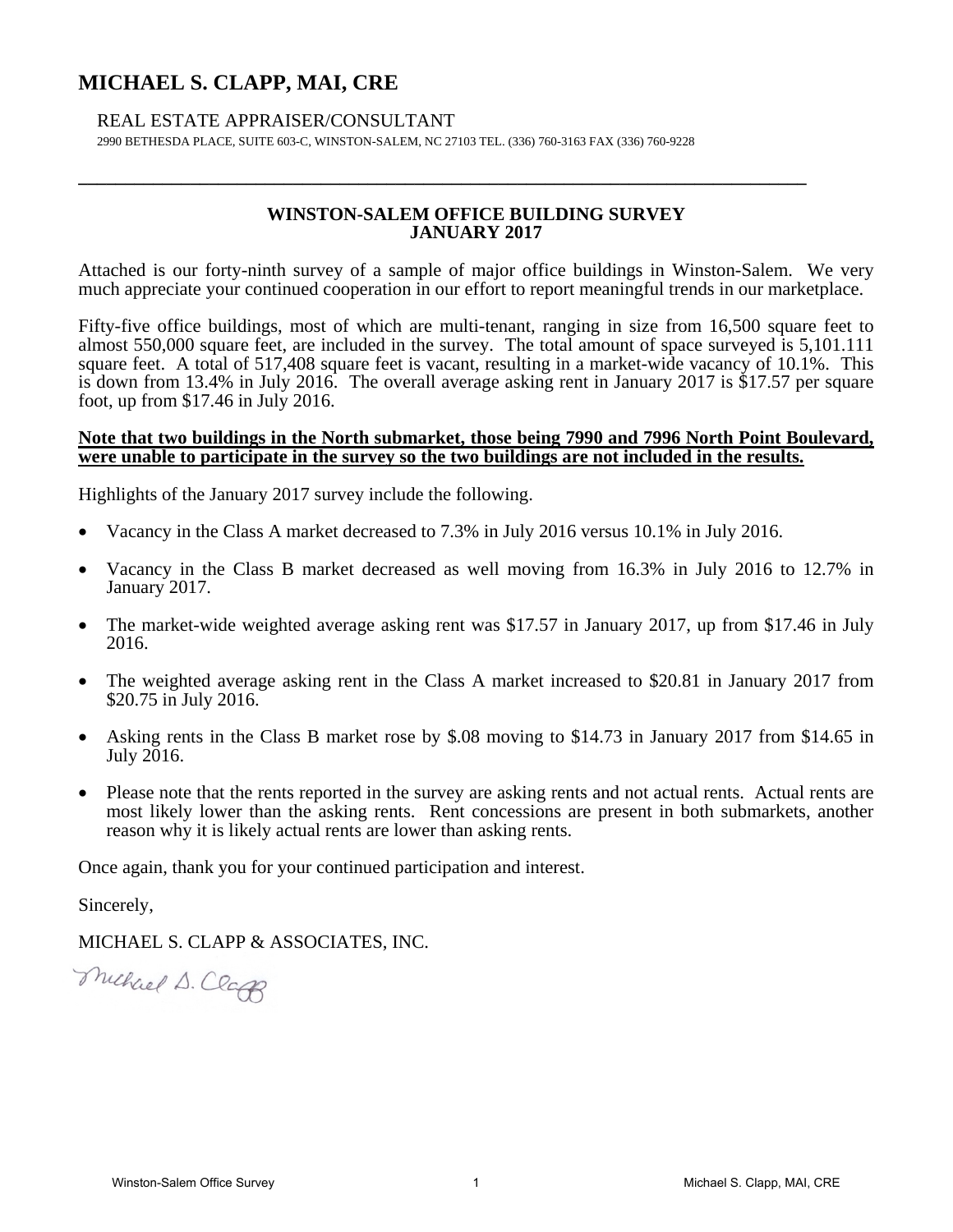# MICHAEL S. CLAPP, MAI, CRE

REAL ESTATE APPRAISER/CONSULTANT

2990 BETHESDA PLACE, SUITE 603-C, WINSTON-SALEM, NC 27103 TEL. (336) 760-3163 FAX (336) 760-9228

---

## WINSTON-SALEM OFFICE BUILDING SURVEY
## JANUARY 2017

Attached is our forty-ninth survey of a sample of major office buildings in Winston-Salem. We very much appreciate your continued cooperation in our effort to report meaningful trends in our marketplace.

Fifty-five office buildings, most of which are multi-tenant, ranging in size from 16,500 square feet to almost 550,000 square feet, are included in the survey. The total amount of space surveyed is 5,101.111 square feet. A total of 517,408 square feet is vacant, resulting in a market-wide vacancy of 10.1%. This is down from 13.4% in July 2016. The overall average asking rent in January 2017 is $17.57 per square foot, up from $17.46 in July 2016.

**Note that two buildings in the North submarket, those being 7990 and 7996 North Point Boulevard, were unable to participate in the survey so the two buildings are not included in the results.**

Highlights of the January 2017 survey include the following.

- Vacancy in the Class A market decreased to 7.3% in July 2016 versus 10.1% in July 2016.
- Vacancy in the Class B market decreased as well moving from 16.3% in July 2016 to 12.7% in January 2017.
- The market-wide weighted average asking rent was $17.57 in January 2017, up from $17.46 in July 2016.
- The weighted average asking rent in the Class A market increased to $20.81 in January 2017 from $20.75 in July 2016.
- Asking rents in the Class B market rose by $.08 moving to $14.73 in January 2017 from $14.65 in July 2016.
- Please note that the rents reported in the survey are asking rents and not actual rents. Actual rents are most likely lower than the asking rents. Rent concessions are present in both submarkets, another reason why it is likely actual rents are lower than asking rents.

Once again, thank you for your continued participation and interest.

Sincerely,

MICHAEL S. CLAPP & ASSOCIATES, INC.

Michael S. Clapp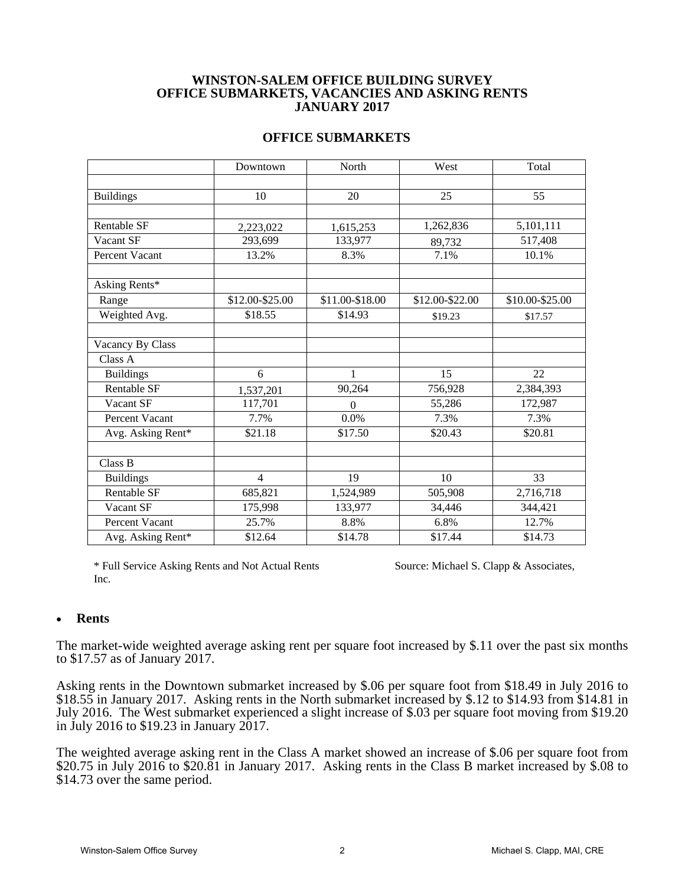# WINSTON-SALEM OFFICE BUILDING SURVEY
# OFFICE SUBMARKETS, VACANCIES AND ASKING RENTS
# JANUARY 2017

## OFFICE SUBMARKETS

| | Downtown | North | West | Total |
|---|---|---|---|---|
| | | | | |
| Buildings | 10 | 20 | 25 | 55 |
| | | | | |
| Rentable SF | 2,223,022 | 1,615,253 | 1,262,836 | 5,101,111 |
| Vacant SF | 293,699 | 133,977 | 89,732 | 517,408 |
| Percent Vacant | 13.2% | 8.3% | 7.1% | 10.1% |
| | | | | |
| Asking Rents* | | | | |
| Range | $12.00-$25.00 | $11.00-$18.00 | $12.00-$22.00 | $10.00-$25.00 |
| Weighted Avg. | $18.55 | $14.93 | $19.23 | $17.57 |
| | | | | |
| Vacancy By Class | | | | |
| Class A | | | | |
| Buildings | 6 | 1 | 15 | 22 |
| Rentable SF | 1,537,201 | 90,264 | 756,928 | 2,384,393 |
| Vacant SF | 117,701 | 0 | 55,286 | 172,987 |
| Percent Vacant | 7.7% | 0.0% | 7.3% | 7.3% |
| Avg. Asking Rent* | $21.18 | $17.50 | $20.43 | $20.81 |
| | | | | |
| Class B | | | | |
| Buildings | 4 | 19 | 10 | 33 |
| Rentable SF | 685,821 | 1,524,989 | 505,908 | 2,716,718 |
| Vacant SF | 175,998 | 133,977 | 34,446 | 344,421 |
| Percent Vacant | 25.7% | 8.8% | 6.8% | 12.7% |
| Avg. Asking Rent* | $12.64 | $14.78 | $17.44 | $14.73 |

* Full Service Asking Rents and Not Actual Rents

Source: Michael S. Clapp & Associates, Inc.

- **Rents**

The market-wide weighted average asking rent per square foot increased by $.11 over the past six months to $17.57 as of January 2017.

Asking rents in the Downtown submarket increased by $.06 per square foot from $18.49 in July 2016 to $18.55 in January 2017. Asking rents in the North submarket increased by $.12 to $14.93 from $14.81 in July 2016. The West submarket experienced a slight increase of $.03 per square foot moving from $19.20 in July 2016 to $19.23 in January 2017.

The weighted average asking rent in the Class A market showed an increase of $.06 per square foot from $20.75 in July 2016 to $20.81 in January 2017. Asking rents in the Class B market increased by $.08 to $14.73 over the same period.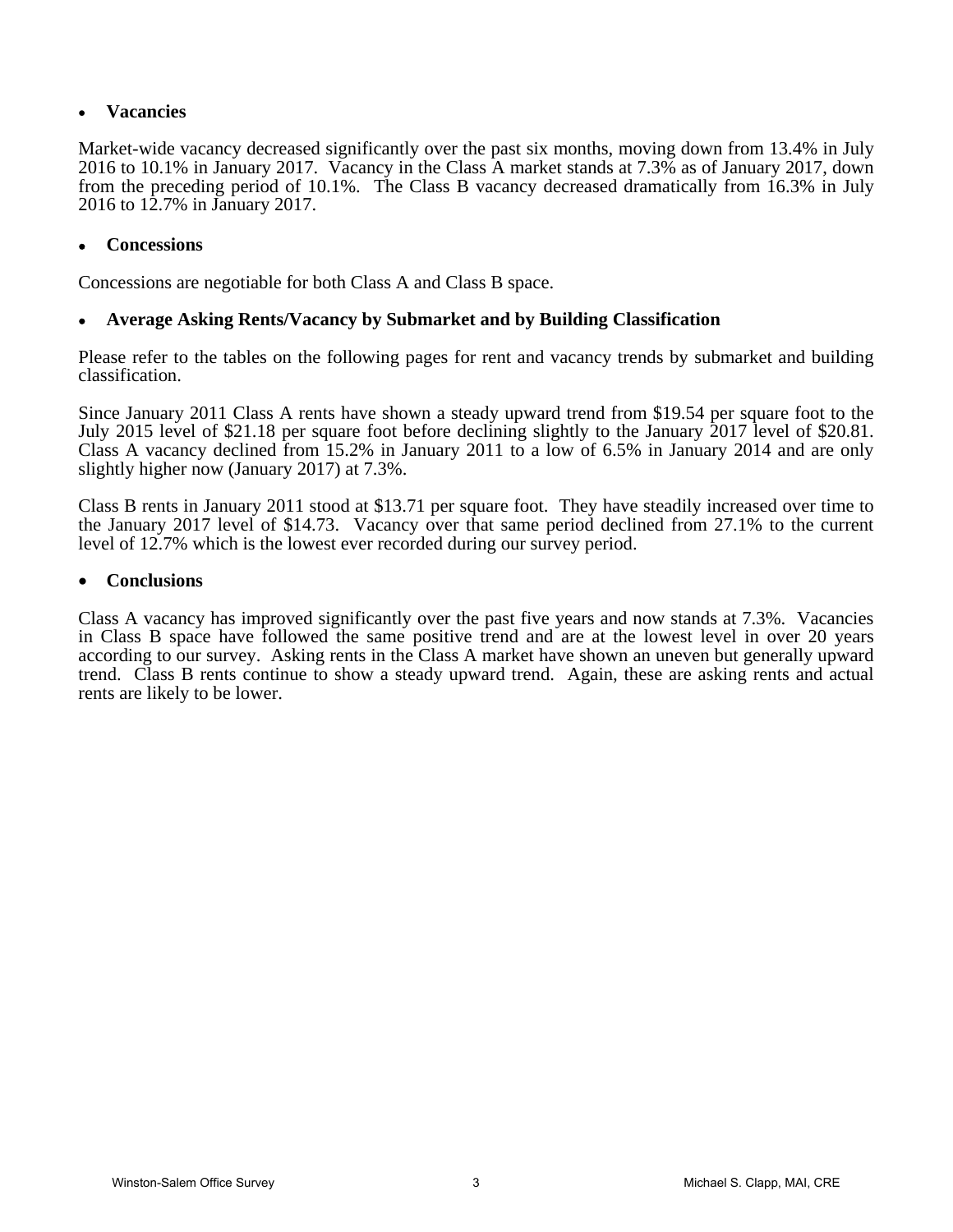- **Vacancies**

Market-wide vacancy decreased significantly over the past six months, moving down from 13.4% in July 2016 to 10.1% in January 2017. Vacancy in the Class A market stands at 7.3% as of January 2017, down from the preceding period of 10.1%. The Class B vacancy decreased dramatically from 16.3% in July 2016 to 12.7% in January 2017.

- **Concessions**

Concessions are negotiable for both Class A and Class B space.

- **Average Asking Rents/Vacancy by Submarket and by Building Classification**

Please refer to the tables on the following pages for rent and vacancy trends by submarket and building classification.

Since January 2011 Class A rents have shown a steady upward trend from $19.54 per square foot to the July 2015 level of $21.18 per square foot before declining slightly to the January 2017 level of $20.81. Class A vacancy declined from 15.2% in January 2011 to a low of 6.5% in January 2014 and are only slightly higher now (January 2017) at 7.3%.

Class B rents in January 2011 stood at $13.71 per square foot. They have steadily increased over time to the January 2017 level of $14.73. Vacancy over that same period declined from 27.1% to the current level of 12.7% which is the lowest ever recorded during our survey period.

- **Conclusions**

Class A vacancy has improved significantly over the past five years and now stands at 7.3%. Vacancies in Class B space have followed the same positive trend and are at the lowest level in over 20 years according to our survey. Asking rents in the Class A market have shown an uneven but generally upward trend. Class B rents continue to show a steady upward trend. Again, these are asking rents and actual rents are likely to be lower.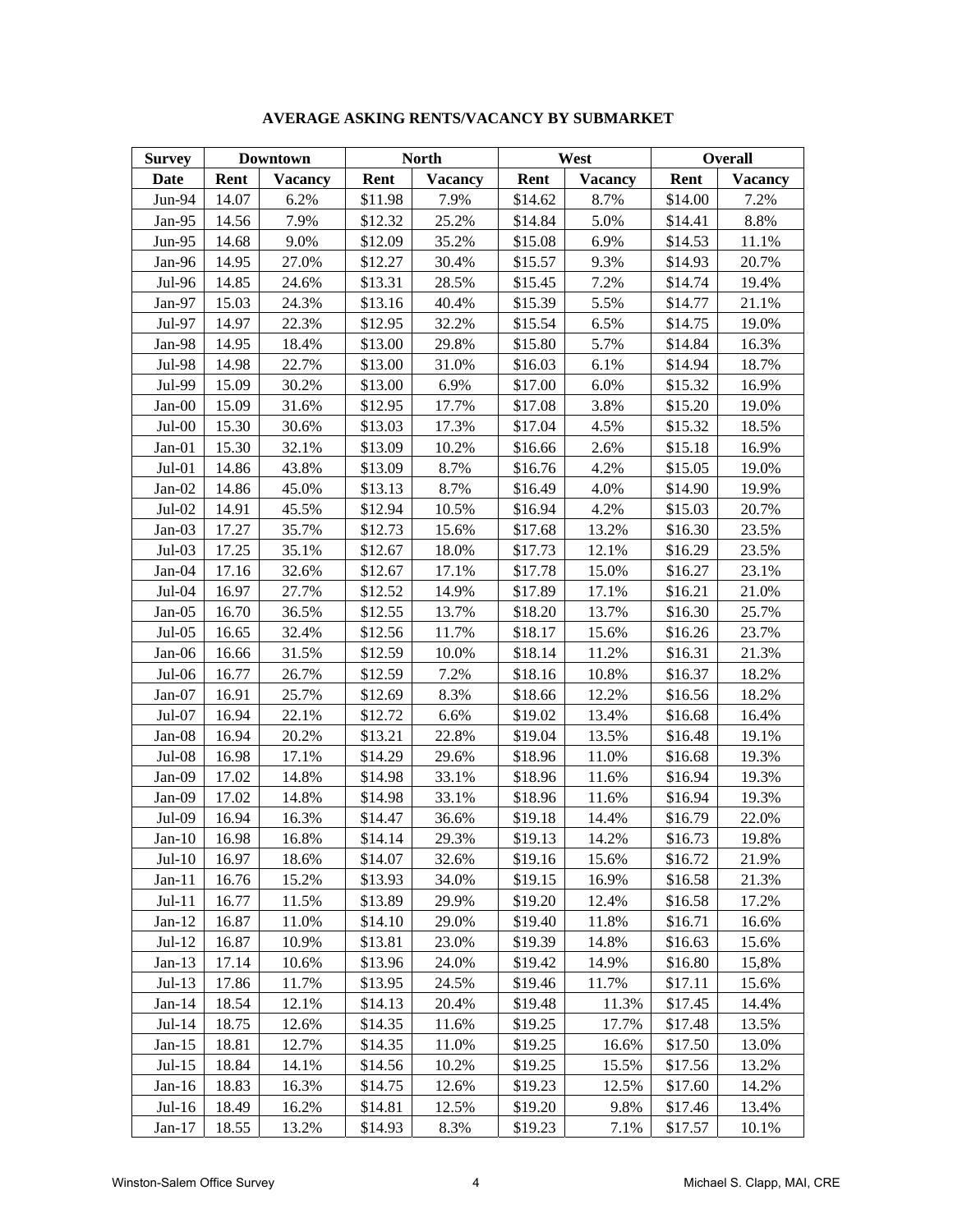**AVERAGE ASKING RENTS/VACANCY BY SUBMARKET**

| Survey | Downtown | | North | | West | | Overall | |
|---|---|---|---|---|---|---|---|---|
| Date | Rent | Vacancy | Rent | Vacancy | Rent | Vacancy | Rent | Vacancy |
| Jun-94 | 14.07 | 6.2% | $11.98 | 7.9% | $14.62 | 8.7% | $14.00 | 7.2% |
| Jan-95 | 14.56 | 7.9% | $12.32 | 25.2% | $14.84 | 5.0% | $14.41 | 8.8% |
| Jun-95 | 14.68 | 9.0% | $12.09 | 35.2% | $15.08 | 6.9% | $14.53 | 11.1% |
| Jan-96 | 14.95 | 27.0% | $12.27 | 30.4% | $15.57 | 9.3% | $14.93 | 20.7% |
| Jul-96 | 14.85 | 24.6% | $13.31 | 28.5% | $15.45 | 7.2% | $14.74 | 19.4% |
| Jan-97 | 15.03 | 24.3% | $13.16 | 40.4% | $15.39 | 5.5% | $14.77 | 21.1% |
| Jul-97 | 14.97 | 22.3% | $12.95 | 32.2% | $15.54 | 6.5% | $14.75 | 19.0% |
| Jan-98 | 14.95 | 18.4% | $13.00 | 29.8% | $15.80 | 5.7% | $14.84 | 16.3% |
| Jul-98 | 14.98 | 22.7% | $13.00 | 31.0% | $16.03 | 6.1% | $14.94 | 18.7% |
| Jul-99 | 15.09 | 30.2% | $13.00 | 6.9% | $17.00 | 6.0% | $15.32 | 16.9% |
| Jan-00 | 15.09 | 31.6% | $12.95 | 17.7% | $17.08 | 3.8% | $15.20 | 19.0% |
| Jul-00 | 15.30 | 30.6% | $13.03 | 17.3% | $17.04 | 4.5% | $15.32 | 18.5% |
| Jan-01 | 15.30 | 32.1% | $13.09 | 10.2% | $16.66 | 2.6% | $15.18 | 16.9% |
| Jul-01 | 14.86 | 43.8% | $13.09 | 8.7% | $16.76 | 4.2% | $15.05 | 19.0% |
| Jan-02 | 14.86 | 45.0% | $13.13 | 8.7% | $16.49 | 4.0% | $14.90 | 19.9% |
| Jul-02 | 14.91 | 45.5% | $12.94 | 10.5% | $16.94 | 4.2% | $15.03 | 20.7% |
| Jan-03 | 17.27 | 35.7% | $12.73 | 15.6% | $17.68 | 13.2% | $16.30 | 23.5% |
| Jul-03 | 17.25 | 35.1% | $12.67 | 18.0% | $17.73 | 12.1% | $16.29 | 23.5% |
| Jan-04 | 17.16 | 32.6% | $12.67 | 17.1% | $17.78 | 15.0% | $16.27 | 23.1% |
| Jul-04 | 16.97 | 27.7% | $12.52 | 14.9% | $17.89 | 17.1% | $16.21 | 21.0% |
| Jan-05 | 16.70 | 36.5% | $12.55 | 13.7% | $18.20 | 13.7% | $16.30 | 25.7% |
| Jul-05 | 16.65 | 32.4% | $12.56 | 11.7% | $18.17 | 15.6% | $16.26 | 23.7% |
| Jan-06 | 16.66 | 31.5% | $12.59 | 10.0% | $18.14 | 11.2% | $16.31 | 21.3% |
| Jul-06 | 16.77 | 26.7% | $12.59 | 7.2% | $18.16 | 10.8% | $16.37 | 18.2% |
| Jan-07 | 16.91 | 25.7% | $12.69 | 8.3% | $18.66 | 12.2% | $16.56 | 18.2% |
| Jul-07 | 16.94 | 22.1% | $12.72 | 6.6% | $19.02 | 13.4% | $16.68 | 16.4% |
| Jan-08 | 16.94 | 20.2% | $13.21 | 22.8% | $19.04 | 13.5% | $16.48 | 19.1% |
| Jul-08 | 16.98 | 17.1% | $14.29 | 29.6% | $18.96 | 11.0% | $16.68 | 19.3% |
| Jan-09 | 17.02 | 14.8% | $14.98 | 33.1% | $18.96 | 11.6% | $16.94 | 19.3% |
| Jan-09 | 17.02 | 14.8% | $14.98 | 33.1% | $18.96 | 11.6% | $16.94 | 19.3% |
| Jul-09 | 16.94 | 16.3% | $14.47 | 36.6% | $19.18 | 14.4% | $16.79 | 22.0% |
| Jan-10 | 16.98 | 16.8% | $14.14 | 29.3% | $19.13 | 14.2% | $16.73 | 19.8% |
| Jul-10 | 16.97 | 18.6% | $14.07 | 32.6% | $19.16 | 15.6% | $16.72 | 21.9% |
| Jan-11 | 16.76 | 15.2% | $13.93 | 34.0% | $19.15 | 16.9% | $16.58 | 21.3% |
| Jul-11 | 16.77 | 11.5% | $13.89 | 29.9% | $19.20 | 12.4% | $16.58 | 17.2% |
| Jan-12 | 16.87 | 11.0% | $14.10 | 29.0% | $19.40 | 11.8% | $16.71 | 16.6% |
| Jul-12 | 16.87 | 10.9% | $13.81 | 23.0% | $19.39 | 14.8% | $16.63 | 15.6% |
| Jan-13 | 17.14 | 10.6% | $13.96 | 24.0% | $19.42 | 14.9% | $16.80 | 15,8% |
| Jul-13 | 17.86 | 11.7% | $13.95 | 24.5% | $19.46 | 11.7% | $17.11 | 15.6% |
| Jan-14 | 18.54 | 12.1% | $14.13 | 20.4% | $19.48 | 11.3% | $17.45 | 14.4% |
| Jul-14 | 18.75 | 12.6% | $14.35 | 11.6% | $19.25 | 17.7% | $17.48 | 13.5% |
| Jan-15 | 18.81 | 12.7% | $14.35 | 11.0% | $19.25 | 16.6% | $17.50 | 13.0% |
| Jul-15 | 18.84 | 14.1% | $14.56 | 10.2% | $19.25 | 15.5% | $17.56 | 13.2% |
| Jan-16 | 18.83 | 16.3% | $14.75 | 12.6% | $19.23 | 12.5% | $17.60 | 14.2% |
| Jul-16 | 18.49 | 16.2% | $14.81 | 12.5% | $19.20 | 9.8% | $17.46 | 13.4% |
| Jan-17 | 18.55 | 13.2% | $14.93 | 8.3% | $19.23 | 7.1% | $17.57 | 10.1% |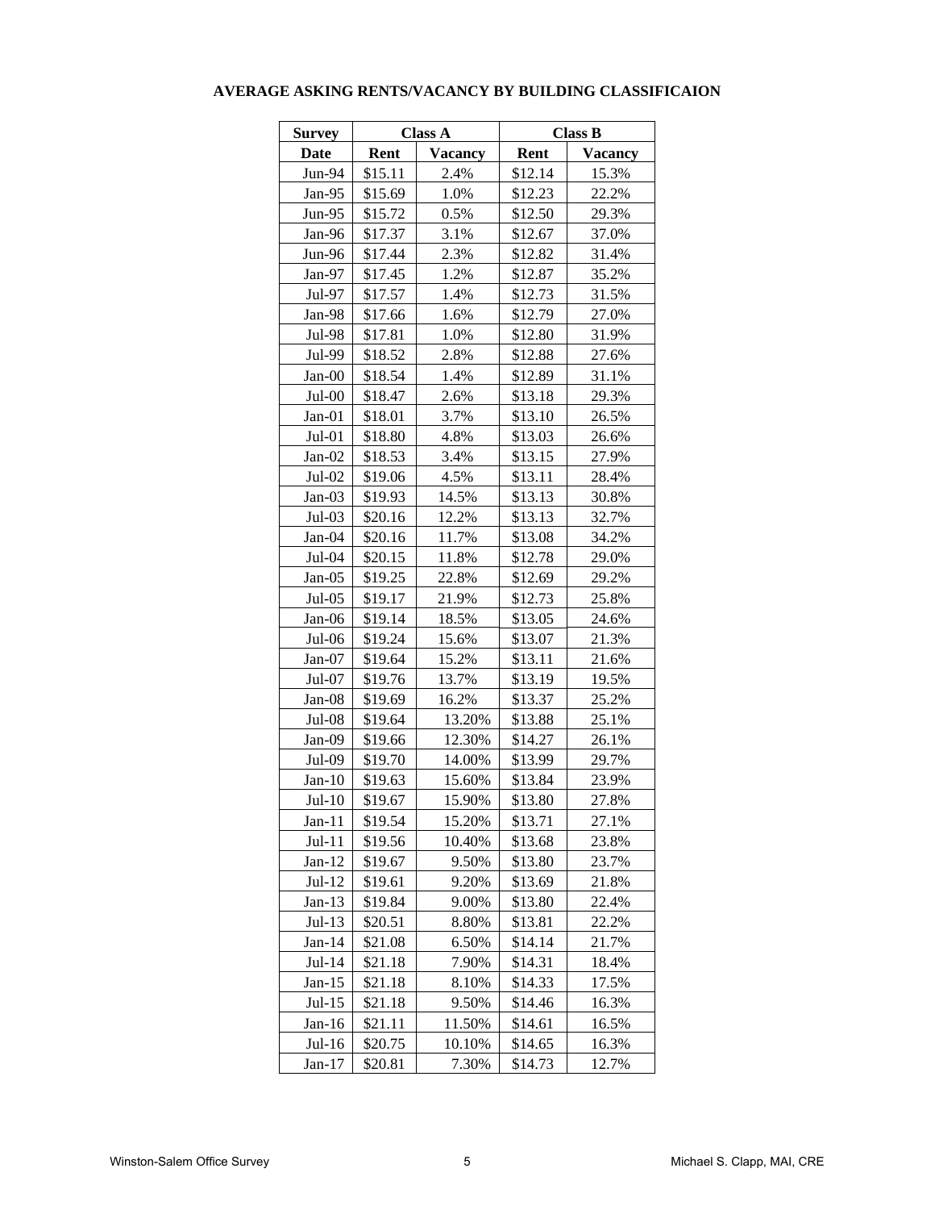**AVERAGE ASKING RENTS/VACANCY BY BUILDING CLASSIFICAION**

| Survey | Class A | | Class B | |
|---|---|---|---|---|
| Date | Rent | Vacancy | Rent | Vacancy |
| Jun-94 | $15.11 | 2.4% | $12.14 | 15.3% |
| Jan-95 | $15.69 | 1.0% | $12.23 | 22.2% |
| Jun-95 | $15.72 | 0.5% | $12.50 | 29.3% |
| Jan-96 | $17.37 | 3.1% | $12.67 | 37.0% |
| Jun-96 | $17.44 | 2.3% | $12.82 | 31.4% |
| Jan-97 | $17.45 | 1.2% | $12.87 | 35.2% |
| Jul-97 | $17.57 | 1.4% | $12.73 | 31.5% |
| Jan-98 | $17.66 | 1.6% | $12.79 | 27.0% |
| Jul-98 | $17.81 | 1.0% | $12.80 | 31.9% |
| Jul-99 | $18.52 | 2.8% | $12.88 | 27.6% |
| Jan-00 | $18.54 | 1.4% | $12.89 | 31.1% |
| Jul-00 | $18.47 | 2.6% | $13.18 | 29.3% |
| Jan-01 | $18.01 | 3.7% | $13.10 | 26.5% |
| Jul-01 | $18.80 | 4.8% | $13.03 | 26.6% |
| Jan-02 | $18.53 | 3.4% | $13.15 | 27.9% |
| Jul-02 | $19.06 | 4.5% | $13.11 | 28.4% |
| Jan-03 | $19.93 | 14.5% | $13.13 | 30.8% |
| Jul-03 | $20.16 | 12.2% | $13.13 | 32.7% |
| Jan-04 | $20.16 | 11.7% | $13.08 | 34.2% |
| Jul-04 | $20.15 | 11.8% | $12.78 | 29.0% |
| Jan-05 | $19.25 | 22.8% | $12.69 | 29.2% |
| Jul-05 | $19.17 | 21.9% | $12.73 | 25.8% |
| Jan-06 | $19.14 | 18.5% | $13.05 | 24.6% |
| Jul-06 | $19.24 | 15.6% | $13.07 | 21.3% |
| Jan-07 | $19.64 | 15.2% | $13.11 | 21.6% |
| Jul-07 | $19.76 | 13.7% | $13.19 | 19.5% |
| Jan-08 | $19.69 | 16.2% | $13.37 | 25.2% |
| Jul-08 | $19.64 | 13.20% | $13.88 | 25.1% |
| Jan-09 | $19.66 | 12.30% | $14.27 | 26.1% |
| Jul-09 | $19.70 | 14.00% | $13.99 | 29.7% |
| Jan-10 | $19.63 | 15.60% | $13.84 | 23.9% |
| Jul-10 | $19.67 | 15.90% | $13.80 | 27.8% |
| Jan-11 | $19.54 | 15.20% | $13.71 | 27.1% |
| Jul-11 | $19.56 | 10.40% | $13.68 | 23.8% |
| Jan-12 | $19.67 | 9.50% | $13.80 | 23.7% |
| Jul-12 | $19.61 | 9.20% | $13.69 | 21.8% |
| Jan-13 | $19.84 | 9.00% | $13.80 | 22.4% |
| Jul-13 | $20.51 | 8.80% | $13.81 | 22.2% |
| Jan-14 | $21.08 | 6.50% | $14.14 | 21.7% |
| Jul-14 | $21.18 | 7.90% | $14.31 | 18.4% |
| Jan-15 | $21.18 | 8.10% | $14.33 | 17.5% |
| Jul-15 | $21.18 | 9.50% | $14.46 | 16.3% |
| Jan-16 | $21.11 | 11.50% | $14.61 | 16.5% |
| Jul-16 | $20.75 | 10.10% | $14.65 | 16.3% |
| Jan-17 | $20.81 | 7.30% | $14.73 | 12.7% |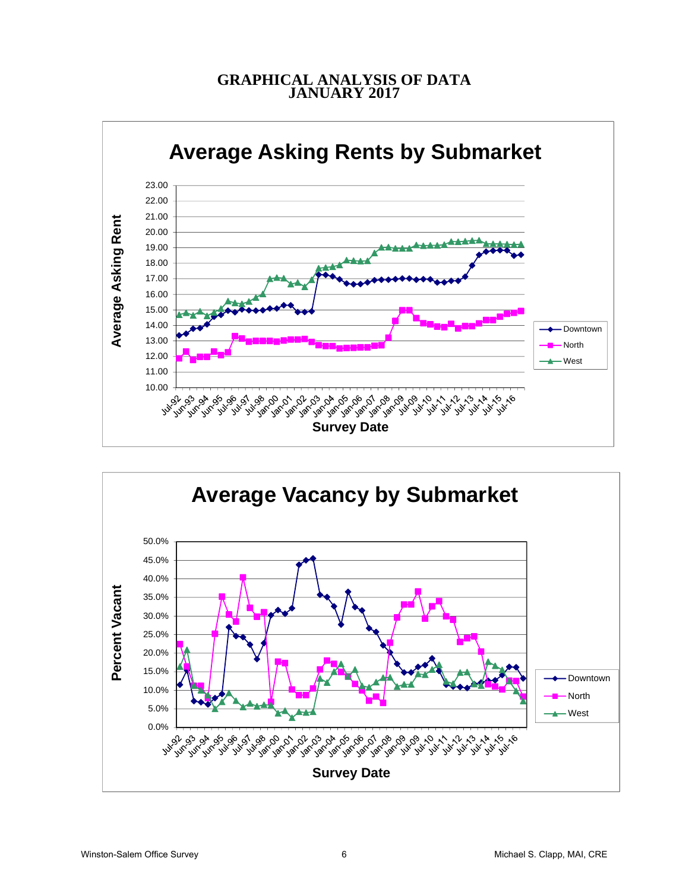# GRAPHICAL ANALYSIS OF DATA
## JANUARY 2017

**Average Asking Rents by Submarket**

Average Asking Rent (y-axis: 10.00 to 23.00); Survey Date (x-axis: Jul-92 to Jul-16)

Legend: Downtown, North, West

**Average Vacancy by Submarket**

Percent Vacant (y-axis: 0.0% to 50.0%); Survey Date (x-axis: Jul-92 to Jul-16)

Legend: Downtown, North, West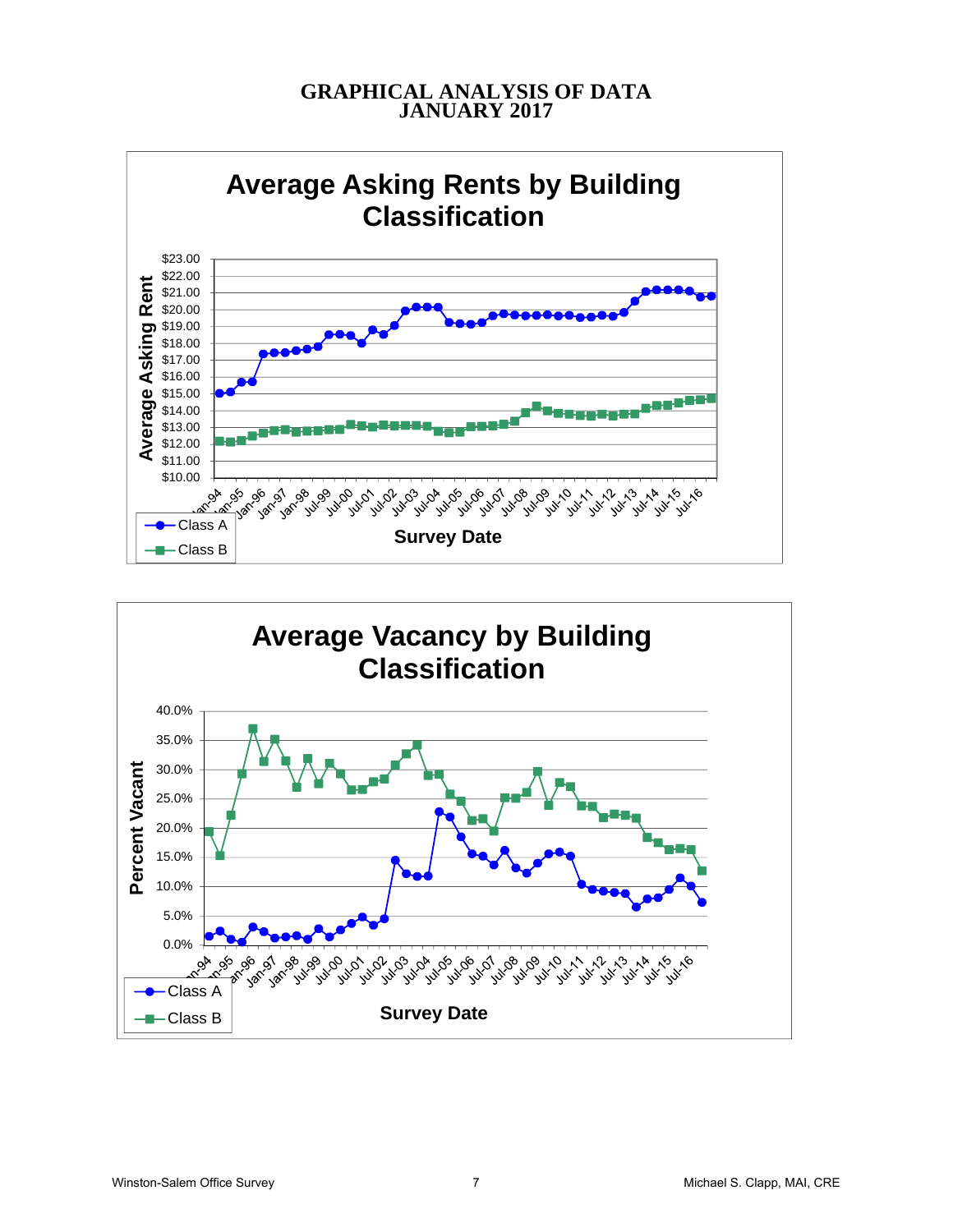# GRAPHICAL ANALYSIS OF DATA
# JANUARY 2017

## Average Asking Rents by Building Classification

Average Asking Rent

$23.00
$22.00
$21.00
$20.00
$19.00
$18.00
$17.00
$16.00
$15.00
$14.00
$13.00
$12.00
$11.00
$10.00

Jan-94, Jan-95, Jan-96, Jan-97, Jan-98, Jul-99, Jul-00, Jul-01, Jul-02, Jul-03, Jul-04, Jul-05, Jul-06, Jul-07, Jul-08, Jul-09, Jul-10, Jul-11, Jul-12, Jul-13, Jul-14, Jul-15, Jul-16

Survey Date

Class A
Class B

## Average Vacancy by Building Classification

Percent Vacant

40.0%
35.0%
30.0%
25.0%
20.0%
15.0%
10.0%
5.0%
0.0%

Jan-94, Jan-95, Jan-96, Jan-97, Jan-98, Jul-99, Jul-00, Jul-01, Jul-02, Jul-03, Jul-04, Jul-05, Jul-06, Jul-07, Jul-08, Jul-09, Jul-10, Jul-11, Jul-12, Jul-13, Jul-14, Jul-15, Jul-16

Survey Date

Class A
Class B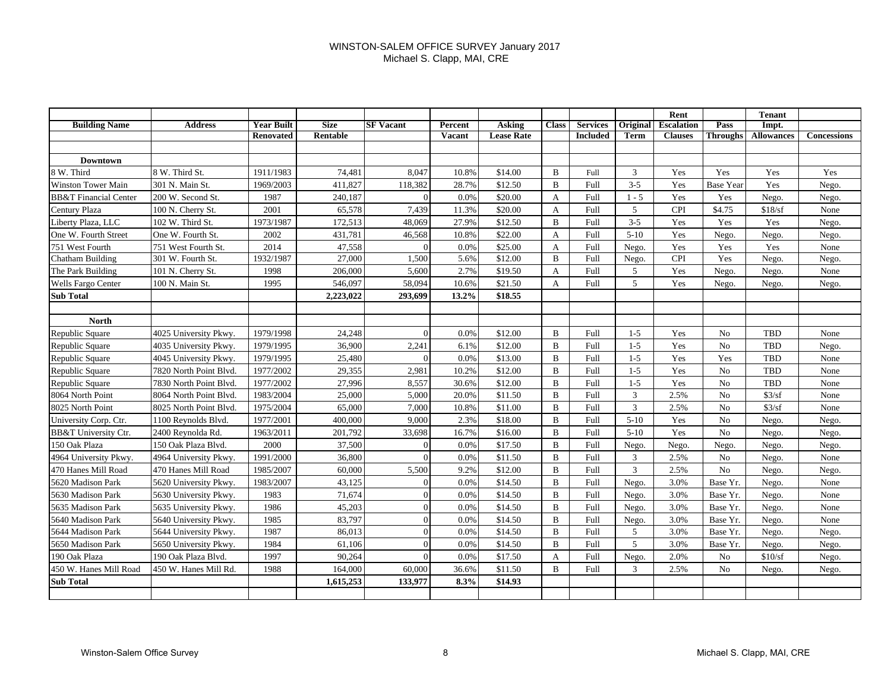# WINSTON-SALEM OFFICE SURVEY January 2017

Michael S. Clapp, MAI, CRE

| Building Name | Address | Year Built | Size | SF Vacant | Percent | Asking | Class | Services | Original | Rent Escalation | Pass | Tenant Impt. | |
|---|---|---|---|---|---|---|---|---|---|---|---|---|---|
| | | Renovated | Rentable | | Vacant | Lease Rate | | Included | Term | Clauses | Throughs | Allowances | Concessions |
| | | | | | | | | | | | | | |
| **Downtown** | | | | | | | | | | | | | |
| 8 W. Third | 8 W. Third St. | 1911/1983 | 74,481 | 8,047 | 10.8% | $14.00 | B | Full | 3 | Yes | Yes | Yes | Yes |
| Winston Tower Main | 301 N. Main St. | 1969/2003 | 411,827 | 118,382 | 28.7% | $12.50 | B | Full | 3-5 | Yes | Base Year | Yes | Nego. |
| BB&T Financial Center | 200 W. Second St. | 1987 | 240,187 | 0 | 0.0% | $20.00 | A | Full | 1 - 5 | Yes | Yes | Nego. | Nego. |
| Century Plaza | 100 N. Cherry St. | 2001 | 65,578 | 7,439 | 11.3% | $20.00 | A | Full | 5 | CPI | $4.75 | $18/sf | None |
| Liberty Plaza, LLC | 102 W. Third St. | 1973/1987 | 172,513 | 48,069 | 27.9% | $12.50 | B | Full | 3-5 | Yes | Yes | Yes | Nego. |
| One W. Fourth Street | One W. Fourth St. | 2002 | 431,781 | 46,568 | 10.8% | $22.00 | A | Full | 5-10 | Yes | Nego. | Nego. | Nego. |
| 751 West Fourth | 751 West Fourth St. | 2014 | 47,558 | 0 | 0.0% | $25.00 | A | Full | Nego. | Yes | Yes | Yes | None |
| Chatham Building | 301 W. Fourth St. | 1932/1987 | 27,000 | 1,500 | 5.6% | $12.00 | B | Full | Nego. | CPI | Yes | Nego. | Nego. |
| The Park Building | 101 N. Cherry St. | 1998 | 206,000 | 5,600 | 2.7% | $19.50 | A | Full | 5 | Yes | Nego. | Nego. | None |
| Wells Fargo Center | 100 N. Main St. | 1995 | 546,097 | 58,094 | 10.6% | $21.50 | A | Full | 5 | Yes | Nego. | Nego. | Nego. |
| **Sub Total** | | | **2,223,022** | **293,699** | **13.2%** | **$18.55** | | | | | | | |
| | | | | | | | | | | | | | |
| **North** | | | | | | | | | | | | | |
| Republic Square | 4025 University Pkwy. | 1979/1998 | 24,248 | 0 | 0.0% | $12.00 | B | Full | 1-5 | Yes | No | TBD | None |
| Republic Square | 4035 University Pkwy. | 1979/1995 | 36,900 | 2,241 | 6.1% | $12.00 | B | Full | 1-5 | Yes | No | TBD | Nego. |
| Republic Square | 4045 University Pkwy. | 1979/1995 | 25,480 | 0 | 0.0% | $13.00 | B | Full | 1-5 | Yes | Yes | TBD | None |
| Republic Square | 7820 North Point Blvd. | 1977/2002 | 29,355 | 2,981 | 10.2% | $12.00 | B | Full | 1-5 | Yes | No | TBD | None |
| Republic Square | 7830 North Point Blvd. | 1977/2002 | 27,996 | 8,557 | 30.6% | $12.00 | B | Full | 1-5 | Yes | No | TBD | None |
| 8064 North Point | 8064 North Point Blvd. | 1983/2004 | 25,000 | 5,000 | 20.0% | $11.50 | B | Full | 3 | 2.5% | No | $3/sf | None |
| 8025 North Point | 8025 North Point Blvd. | 1975/2004 | 65,000 | 7,000 | 10.8% | $11.00 | B | Full | 3 | 2.5% | No | $3/sf | None |
| University Corp. Ctr. | 1100 Reynolds Blvd. | 1977/2001 | 400,000 | 9,000 | 2.3% | $18.00 | B | Full | 5-10 | Yes | No | Nego. | Nego. |
| BB&T University Ctr. | 2400 Reynolda Rd. | 1963/2011 | 201,792 | 33,698 | 16.7% | $16.00 | B | Full | 5-10 | Yes | No | Nego. | Nego. |
| 150 Oak Plaza | 150 Oak Plaza Blvd. | 2000 | 37,500 | 0 | 0.0% | $17.50 | B | Full | Nego. | Nego. | Nego. | Nego. | Nego. |
| 4964 University Pkwy. | 4964 University Pkwy. | 1991/2000 | 36,800 | 0 | 0.0% | $11.50 | B | Full | 3 | 2.5% | No | Nego. | None |
| 470 Hanes Mill Road | 470 Hanes Mill Road | 1985/2007 | 60,000 | 5,500 | 9.2% | $12.00 | B | Full | 3 | 2.5% | No | Nego. | Nego. |
| 5620 Madison Park | 5620 University Pkwy. | 1983/2007 | 43,125 | 0 | 0.0% | $14.50 | B | Full | Nego. | 3.0% | Base Yr. | Nego. | None |
| 5630 Madison Park | 5630 University Pkwy. | 1983 | 71,674 | 0 | 0.0% | $14.50 | B | Full | Nego. | 3.0% | Base Yr. | Nego. | None |
| 5635 Madison Park | 5635 University Pkwy. | 1986 | 45,203 | 0 | 0.0% | $14.50 | B | Full | Nego. | 3.0% | Base Yr. | Nego. | None |
| 5640 Madison Park | 5640 University Pkwy. | 1985 | 83,797 | 0 | 0.0% | $14.50 | B | Full | Nego. | 3.0% | Base Yr. | Nego. | None |
| 5644 Madison Park | 5644 University Pkwy. | 1987 | 86,013 | 0 | 0.0% | $14.50 | B | Full | 5 | 3.0% | Base Yr. | Nego. | Nego. |
| 5650 Madison Park | 5650 University Pkwy. | 1984 | 61,106 | 0 | 0.0% | $14.50 | B | Full | 5 | 3.0% | Base Yr. | Nego. | Nego. |
| 190 Oak Plaza | 190 Oak Plaza Blvd. | 1997 | 90,264 | 0 | 0.0% | $17.50 | A | Full | Nego. | 2.0% | No | $10/sf | Nego. |
| 450 W. Hanes Mill Road | 450 W. Hanes Mill Rd. | 1988 | 164,000 | 60,000 | 36.6% | $11.50 | B | Full | 3 | 2.5% | No | Nego. | Nego. |
| **Sub Total** | | | **1,615,253** | **133,977** | **8.3%** | **$14.93** | | | | | | | |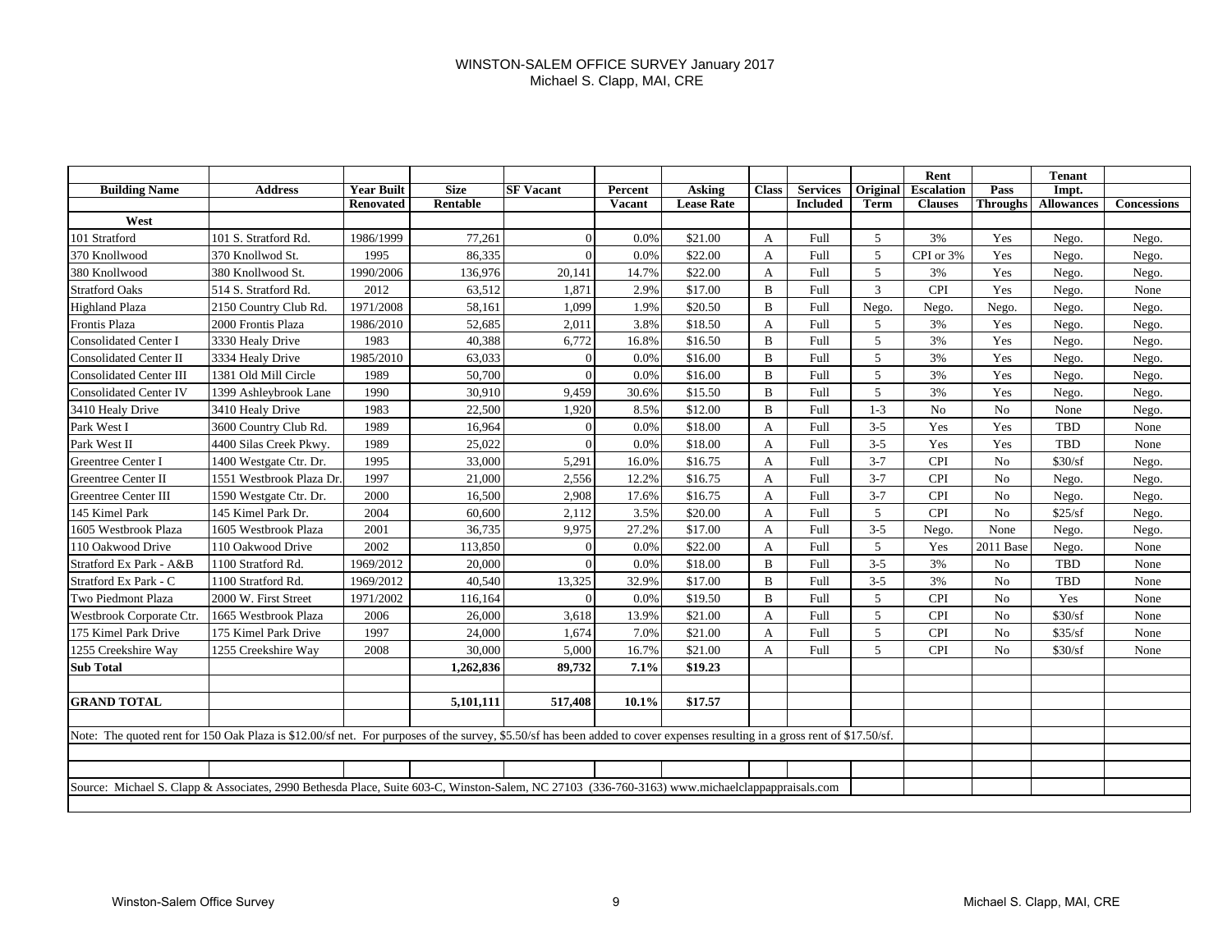# WINSTON-SALEM OFFICE SURVEY January 2017
Michael S. Clapp, MAI, CRE

| Building Name | Address | Year Built Renovated | Size Rentable | SF Vacant | Percent Vacant | Asking Lease Rate | Class | Services Included | Original Term | Rent Escalation Clauses | Pass Throughs | Tenant Impt. Allowances | Concessions |
|---|---|---|---|---|---|---|---|---|---|---|---|---|---|
| **West** | | | | | | | | | | | | | |
| 101 Stratford | 101 S. Stratford Rd. | 1986/1999 | 77,261 | 0 | 0.0% | $21.00 | A | Full | 5 | 3% | Yes | Nego. | Nego. |
| 370 Knollwood | 370 Knollwod St. | 1995 | 86,335 | 0 | 0.0% | $22.00 | A | Full | 5 | CPI or 3% | Yes | Nego. | Nego. |
| 380 Knollwood | 380 Knollwood St. | 1990/2006 | 136,976 | 20,141 | 14.7% | $22.00 | A | Full | 5 | 3% | Yes | Nego. | Nego. |
| Stratford Oaks | 514 S. Stratford Rd. | 2012 | 63,512 | 1,871 | 2.9% | $17.00 | B | Full | 3 | CPI | Yes | Nego. | None |
| Highland Plaza | 2150 Country Club Rd. | 1971/2008 | 58,161 | 1,099 | 1.9% | $20.50 | B | Full | Nego. | Nego. | Nego. | Nego. | Nego. |
| Frontis Plaza | 2000 Frontis Plaza | 1986/2010 | 52,685 | 2,011 | 3.8% | $18.50 | A | Full | 5 | 3% | Yes | Nego. | Nego. |
| Consolidated Center I | 3330 Healy Drive | 1983 | 40,388 | 6,772 | 16.8% | $16.50 | B | Full | 5 | 3% | Yes | Nego. | Nego. |
| Consolidated Center II | 3334 Healy Drive | 1985/2010 | 63,033 | 0 | 0.0% | $16.00 | B | Full | 5 | 3% | Yes | Nego. | Nego. |
| Consolidated Center III | 1381 Old Mill Circle | 1989 | 50,700 | 0 | 0.0% | $16.00 | B | Full | 5 | 3% | Yes | Nego. | Nego. |
| Consolidated Center IV | 1399 Ashleybrook Lane | 1990 | 30,910 | 9,459 | 30.6% | $15.50 | B | Full | 5 | 3% | Yes | Nego. | Nego. |
| 3410 Healy Drive | 3410 Healy Drive | 1983 | 22,500 | 1,920 | 8.5% | $12.00 | B | Full | 1-3 | No | No | None | Nego. |
| Park West I | 3600 Country Club Rd. | 1989 | 16,964 | 0 | 0.0% | $18.00 | A | Full | 3-5 | Yes | Yes | TBD | None |
| Park West II | 4400 Silas Creek Pkwy. | 1989 | 25,022 | 0 | 0.0% | $18.00 | A | Full | 3-5 | Yes | Yes | TBD | None |
| Greentree Center I | 1400 Westgate Ctr. Dr. | 1995 | 33,000 | 5,291 | 16.0% | $16.75 | A | Full | 3-7 | CPI | No | $30/sf | Nego. |
| Greentree Center II | 1551 Westbrook Plaza Dr. | 1997 | 21,000 | 2,556 | 12.2% | $16.75 | A | Full | 3-7 | CPI | No | Nego. | Nego. |
| Greentree Center III | 1590 Westgate Ctr. Dr. | 2000 | 16,500 | 2,908 | 17.6% | $16.75 | A | Full | 3-7 | CPI | No | Nego. | Nego. |
| 145 Kimel Park | 145 Kimel Park Dr. | 2004 | 60,600 | 2,112 | 3.5% | $20.00 | A | Full | 5 | CPI | No | $25/sf | Nego. |
| 1605 Westbrook Plaza | 1605 Westbrook Plaza | 2001 | 36,735 | 9,975 | 27.2% | $17.00 | A | Full | 3-5 | Nego. | None | Nego. | Nego. |
| 110 Oakwood Drive | 110 Oakwood Drive | 2002 | 113,850 | 0 | 0.0% | $22.00 | A | Full | 5 | Yes | 2011 Base | Nego. | None |
| Stratford Ex Park - A&B | 1100 Stratford Rd. | 1969/2012 | 20,000 | 0 | 0.0% | $18.00 | B | Full | 3-5 | 3% | No | TBD | None |
| Stratford Ex Park - C | 1100 Stratford Rd. | 1969/2012 | 40,540 | 13,325 | 32.9% | $17.00 | B | Full | 3-5 | 3% | No | TBD | None |
| Two Piedmont Plaza | 2000 W. First Street | 1971/2002 | 116,164 | 0 | 0.0% | $19.50 | B | Full | 5 | CPI | No | Yes | None |
| Westbrook Corporate Ctr. | 1665 Westbrook Plaza | 2006 | 26,000 | 3,618 | 13.9% | $21.00 | A | Full | 5 | CPI | No | $30/sf | None |
| 175 Kimel Park Drive | 175 Kimel Park Drive | 1997 | 24,000 | 1,674 | 7.0% | $21.00 | A | Full | 5 | CPI | No | $35/sf | None |
| 1255 Creekshire Way | 1255 Creekshire Way | 2008 | 30,000 | 5,000 | 16.7% | $21.00 | A | Full | 5 | CPI | No | $30/sf | None |
| **Sub Total** | | | **1,262,836** | **89,732** | **7.1%** | **$19.23** | | | | | | | |
| **GRAND TOTAL** | | | **5,101,111** | **517,408** | **10.1%** | **$17.57** | | | | | | | |

Note: The quoted rent for 150 Oak Plaza is $12.00/sf net. For purposes of the survey, $5.50/sf has been added to cover expenses resulting in a gross rent of $17.50/sf.

Source: Michael S. Clapp & Associates, 2990 Bethesda Place, Suite 603-C, Winston-Salem, NC 27103 (336-760-3163) www.michaelclappappraisals.com